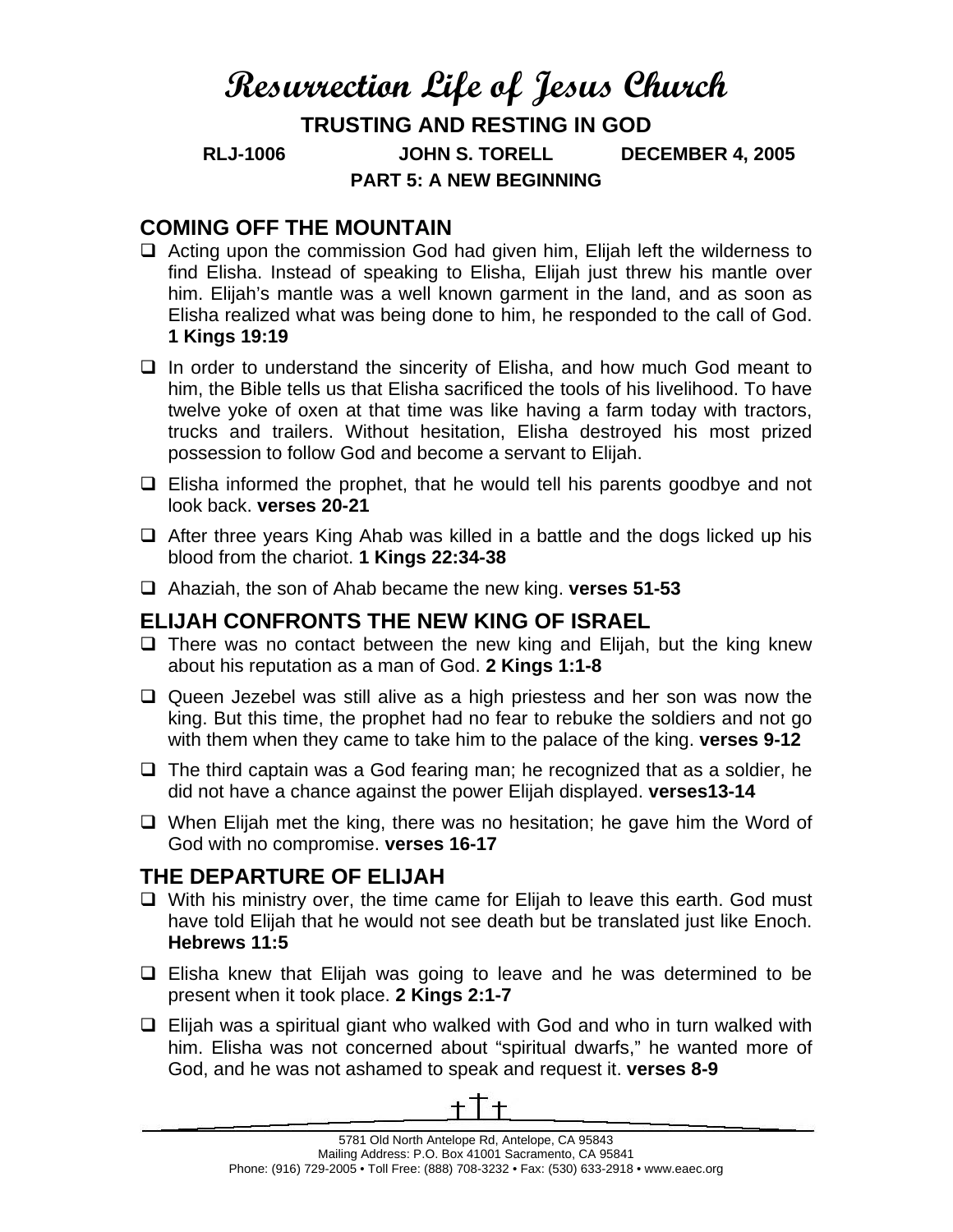# Resurrection Life of Jesus Church

## TRUSTING AND RESTING IN GOD

**RLJ-1006 JOHN S. TORELL DECEMBER 4, 2005**

**PART 5: A NEW BEGINNING**

## COMING OFF THE MOUNTAIN

- Acting upon the commission God had given him, Elijah left the wilderness to find Elisha. Instead of speaking to Elisha, Elijah just threw his mantle over him. Elijah's mantle was a well known garment in the land, and as soon as Elisha realized what was being done to him, he responded to the call of God. **1 Kings 19:19**
- In order to understand the sincerity of Elisha, and how much God meant to him, the Bible tells us that Elisha sacrificed the tools of his livelihood. To have twelve yoke of oxen at that time was like having a farm today with tractors, trucks and trailers. Without hesitation, Elisha destroyed his most prized possession to follow God and become a servant to Elijah.
- Elisha informed the prophet, that he would tell his parents goodbye and not look back. **verses 20-21**
- After three years King Ahab was killed in a battle and the dogs licked up his blood from the chariot. **1 Kings 22:34-38**
- Ahaziah, the son of Ahab became the new king. **verses 51-53**

## ELIJAH CONFRONTS THE NEW KING OF ISRAEL

- There was no contact between the new king and Elijah, but the king knew about his reputation as a man of God. **2 Kings 1:1-8**
- Queen Jezebel was still alive as a high priestess and her son was now the king. But this time, the prophet had no fear to rebuke the soldiers and not go with them when they came to take him to the palace of the king. **verses 9-12**
- The third captain was a God fearing man; he recognized that as a soldier, he did not have a chance against the power Elijah displayed. **verses13-14**
- When Elijah met the king, there was no hesitation; he gave him the Word of God with no compromise. **verses 16-17**

## THE DEPARTURE OF ELIJAH

- With his ministry over, the time came for Elijah to leave this earth. God must have told Elijah that he would not see death but be translated just like Enoch. **Hebrews 11:5**
- Elisha knew that Elijah was going to leave and he was determined to be present when it took place. **2 Kings 2:1-7**
- Elijah was a spiritual giant who walked with God and who in turn walked with him. Elisha was not concerned about "spiritual dwarfs," he wanted more of God, and he was not ashamed to speak and request it. **verses 8-9**

5781 Old North Antelope Rd, Antelope, CA 95843
Mailing Address: P.O. Box 41001 Sacramento, CA 95841
Phone: (916) 729-2005 • Toll Free: (888) 708-3232 • Fax: (530) 633-2918 • www.eaec.org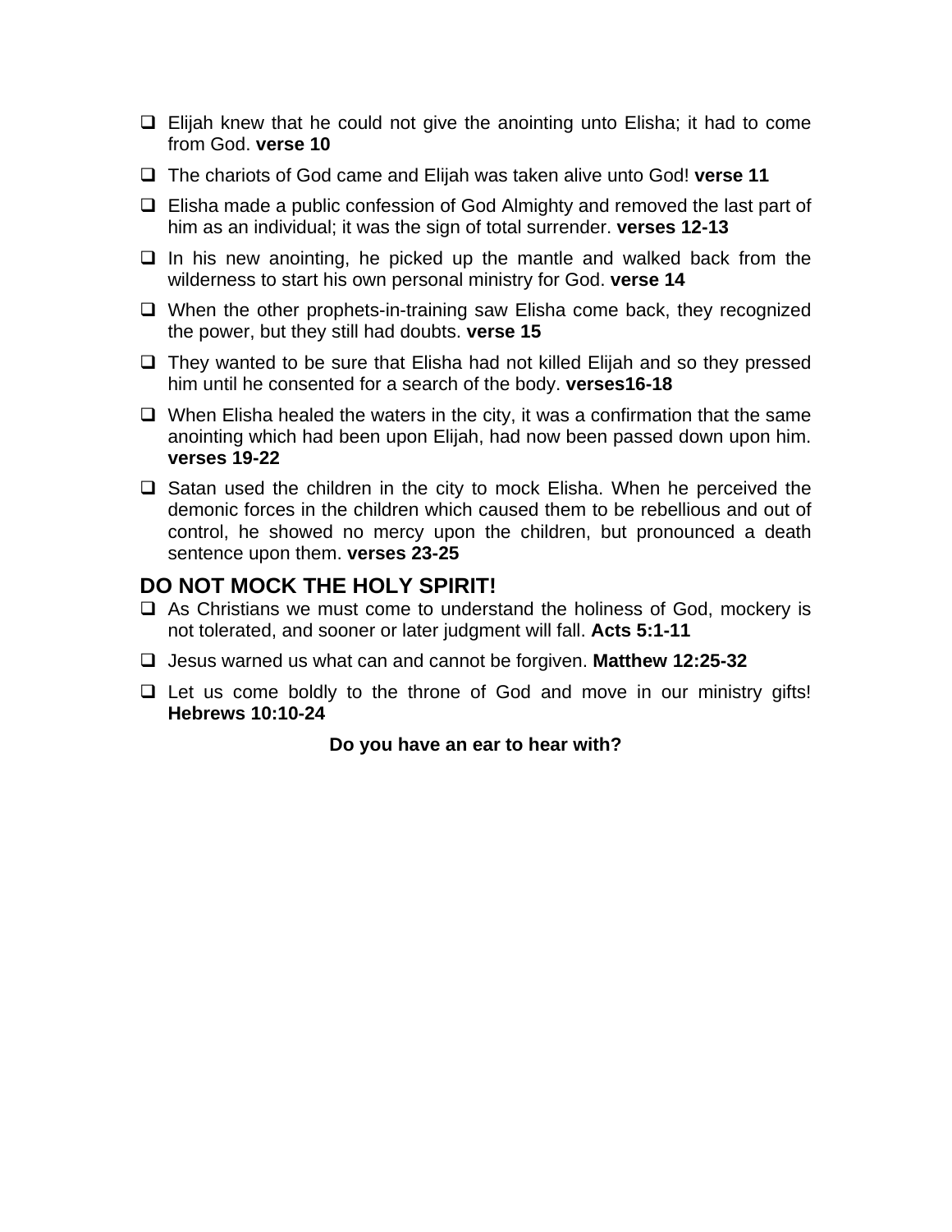- Elijah knew that he could not give the anointing unto Elisha; it had to come from God. **verse 10**
- The chariots of God came and Elijah was taken alive unto God! **verse 11**
- Elisha made a public confession of God Almighty and removed the last part of him as an individual; it was the sign of total surrender. **verses 12-13**
- In his new anointing, he picked up the mantle and walked back from the wilderness to start his own personal ministry for God. **verse 14**
- When the other prophets-in-training saw Elisha come back, they recognized the power, but they still had doubts. **verse 15**
- They wanted to be sure that Elisha had not killed Elijah and so they pressed him until he consented for a search of the body. **verses16-18**
- When Elisha healed the waters in the city, it was a confirmation that the same anointing which had been upon Elijah, had now been passed down upon him. **verses 19-22**
- Satan used the children in the city to mock Elisha. When he perceived the demonic forces in the children which caused them to be rebellious and out of control, he showed no mercy upon the children, but pronounced a death sentence upon them. **verses 23-25**

## DO NOT MOCK THE HOLY SPIRIT!

- As Christians we must come to understand the holiness of God, mockery is not tolerated, and sooner or later judgment will fall. **Acts 5:1-11**
- Jesus warned us what can and cannot be forgiven. **Matthew 12:25-32**
- Let us come boldly to the throne of God and move in our ministry gifts! **Hebrews 10:10-24**

**Do you have an ear to hear with?**